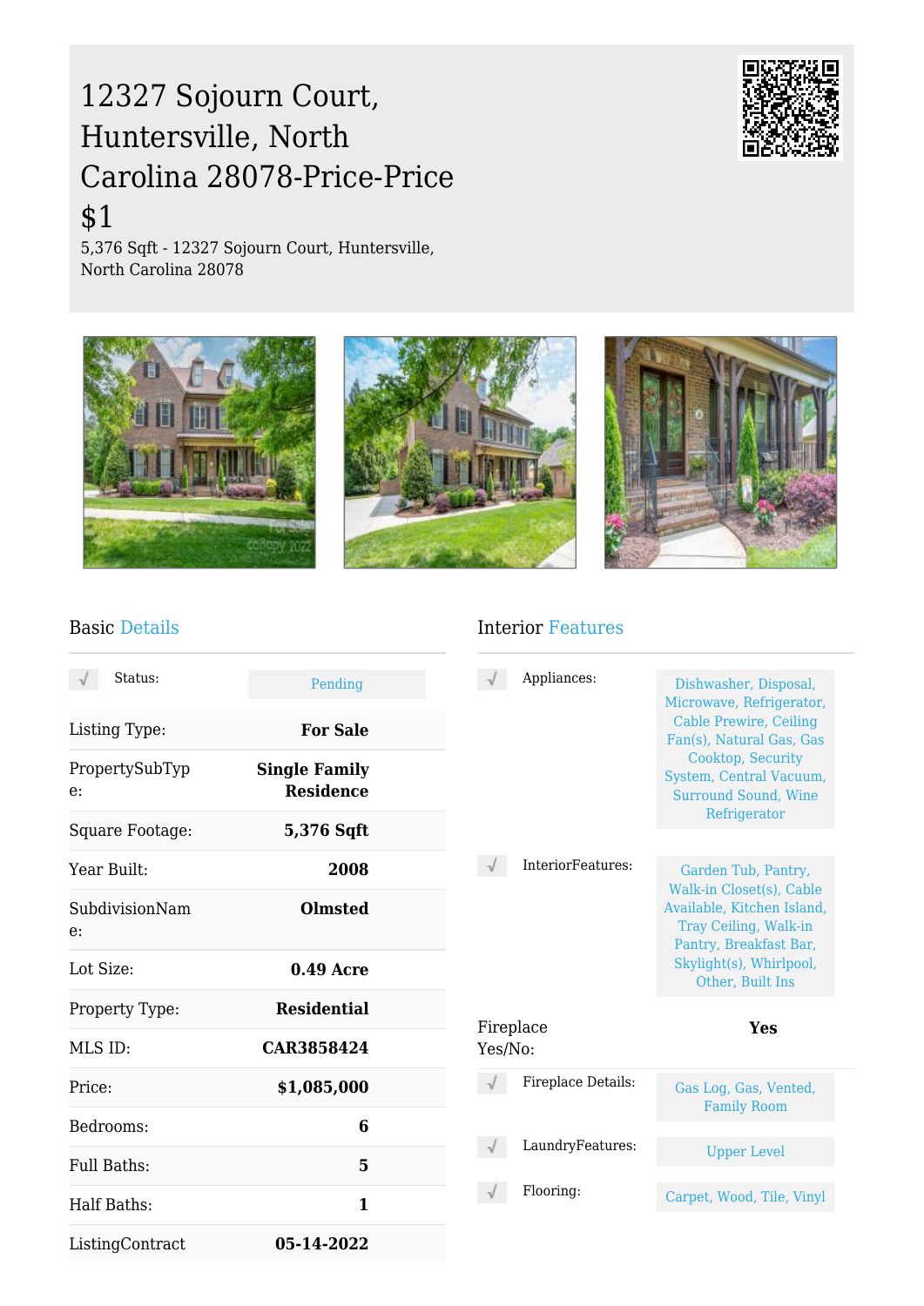# 12327 Sojourn Court, Huntersville, North Carolina 28078-Price-Price

## $1

5,376 Sqft - 12327 Sojourn Court, Huntersville, North Carolina 28078

## Basic Details

| | |
|---|---|
| Status: | Pending |
| Listing Type: | **For Sale** |
| PropertySubType: | **Single Family Residence** |
| Square Footage: | **5,376 Sqft** |
| Year Built: | **2008** |
| SubdivisionName: | **Olmsted** |
| Lot Size: | **0.49 Acre** |
| Property Type: | **Residential** |
| MLS ID: | **CAR3858424** |
| Price: | **$1,085,000** |
| Bedrooms: | **6** |
| Full Baths: | **5** |
| Half Baths: | **1** |
| ListingContract | **05-14-2022** |

## Interior Features

| | |
|---|---|
| Appliances: | Dishwasher, Disposal, Microwave, Refrigerator, Cable Prewire, Ceiling Fan(s), Natural Gas, Gas Cooktop, Security System, Central Vacuum, Surround Sound, Wine Refrigerator |
| InteriorFeatures: | Garden Tub, Pantry, Walk-in Closet(s), Cable Available, Kitchen Island, Tray Ceiling, Walk-in Pantry, Breakfast Bar, Skylight(s), Whirlpool, Other, Built Ins |
| Fireplace Yes/No: | **Yes** |
| Fireplace Details: | Gas Log, Gas, Vented, Family Room |
| LaundryFeatures: | Upper Level |
| Flooring: | Carpet, Wood, Tile, Vinyl |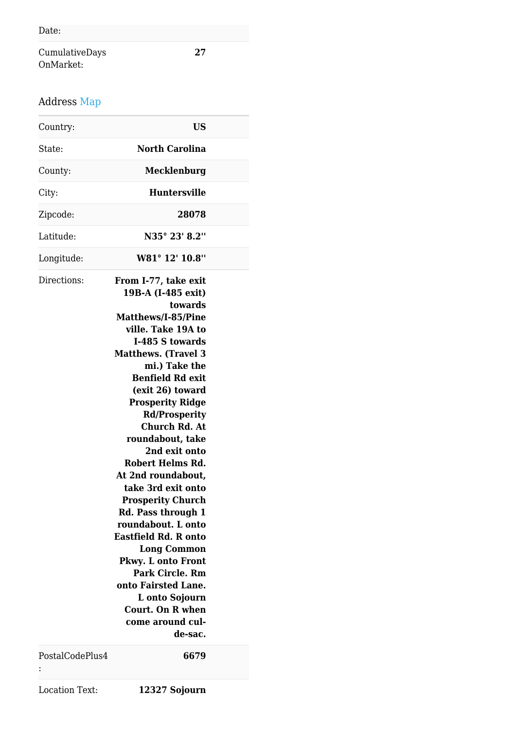| | |
|---|---|
| Date: | |
| CumulativeDays OnMarket: | **27** |

## Address Map

| | |
|---|---|
| Country: | **US** |
| State: | **North Carolina** |
| County: | **Mecklenburg** |
| City: | **Huntersville** |
| Zipcode: | **28078** |
| Latitude: | **N35° 23' 8.2''** |
| Longitude: | **W81° 12' 10.8''** |
| Directions: | **From I-77, take exit 19B-A (I-485 exit) towards Matthews/I-85/Pineville. Take 19A to I-485 S towards Matthews. (Travel 3 mi.) Take the Benfield Rd exit (exit 26) toward Prosperity Ridge Rd/Prosperity Church Rd. At roundabout, take 2nd exit onto Robert Helms Rd. At 2nd roundabout, take 3rd exit onto Prosperity Church Rd. Pass through 1 roundabout. L onto Eastfield Rd. R onto Long Common Pkwy. L onto Front Park Circle. Rm onto Fairsted Lane. L onto Sojourn Court. On R when come around cul-de-sac.** |
| PostalCodePlus4: | **6679** |
| Location Text: | **12327 Sojourn** |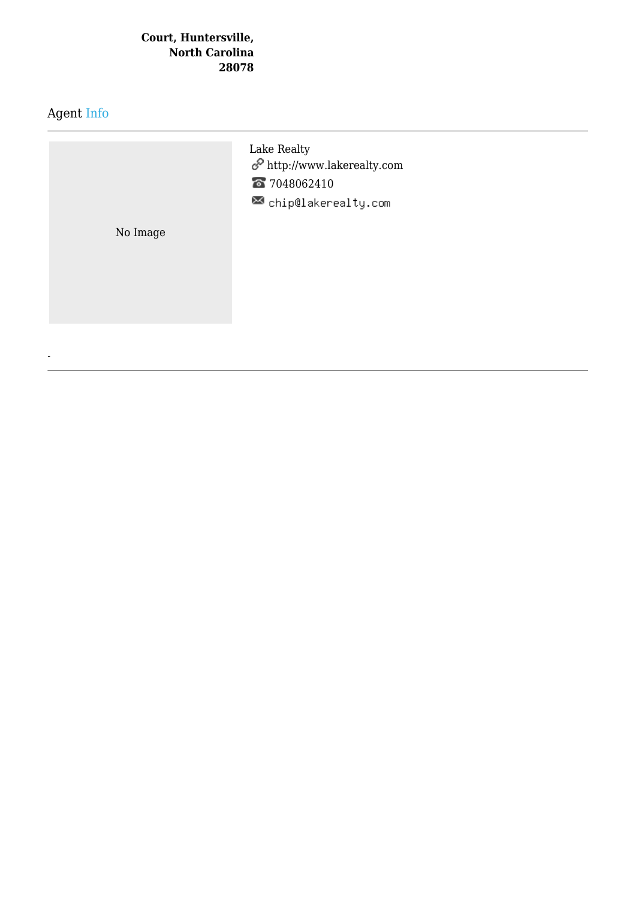**Court, Huntersville,
North Carolina
28078**

## Agent Info

No Image

Lake Realty
http://www.lakerealty.com
7048062410
chip@lakerealty.com

-